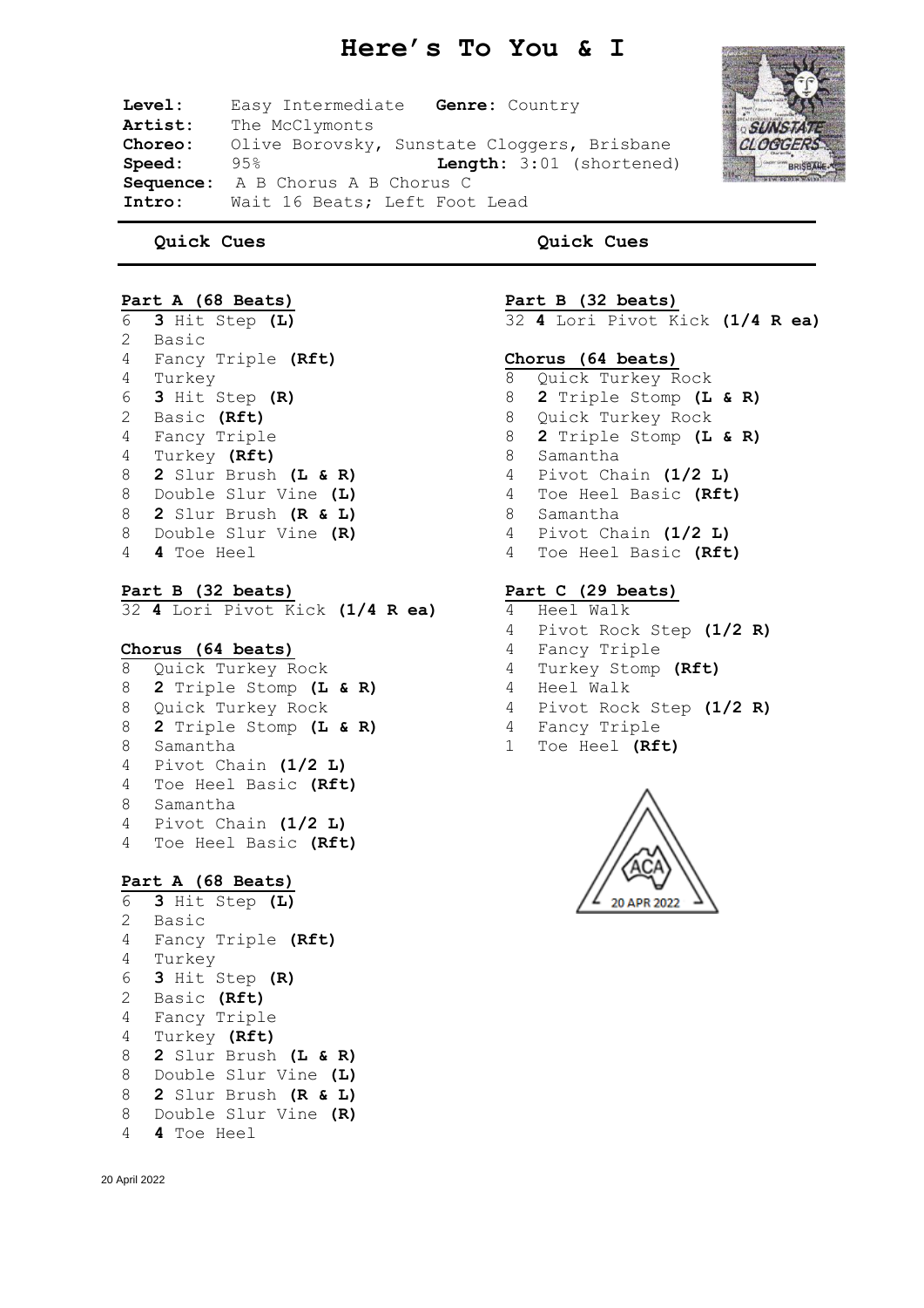# Here's To You & I

**Level:** Easy Intermediate **Genre:** Country
**Artist:** The McClymonts
**Choreo:** Olive Borovsky, Sunstate Cloggers, Brisbane
**Speed:** 95% **Length:** 3:01 (shortened)
**Sequence:** A B Chorus A B Chorus C
**Intro:** Wait 16 Beats; Left Foot Lead

## Quick Cues

### Part A (68 Beats)

6 **3** Hit Step **(L)**
2 Basic
4 Fancy Triple **(Rft)**
4 Turkey
6 **3** Hit Step **(R)**
2 Basic **(Rft)**
4 Fancy Triple
4 Turkey **(Rft)**
8 **2** Slur Brush **(L & R)**
8 Double Slur Vine **(L)**
8 **2** Slur Brush **(R & L)**
8 Double Slur Vine **(R)**
4 **4** Toe Heel

### Part B (32 beats)

32 **4** Lori Pivot Kick **(1/4 R ea)**

### Chorus (64 beats)

8 Quick Turkey Rock
8 **2** Triple Stomp **(L & R)**
8 Quick Turkey Rock
8 **2** Triple Stomp **(L & R)**
8 Samantha
4 Pivot Chain **(1/2 L)**
4 Toe Heel Basic **(Rft)**
8 Samantha
4 Pivot Chain **(1/2 L)**
4 Toe Heel Basic **(Rft)**

### Part A (68 Beats)

6 **3** Hit Step **(L)**
2 Basic
4 Fancy Triple **(Rft)**
4 Turkey
6 **3** Hit Step **(R)**
2 Basic **(Rft)**
4 Fancy Triple
4 Turkey **(Rft)**
8 **2** Slur Brush **(L & R)**
8 Double Slur Vine **(L)**
8 **2** Slur Brush **(R & L)**
8 Double Slur Vine **(R)**
4 **4** Toe Heel

## Quick Cues

### Part B (32 beats)

32 **4** Lori Pivot Kick **(1/4 R ea)**

### Chorus (64 beats)

8 Quick Turkey Rock
8 **2** Triple Stomp **(L & R)**
8 Quick Turkey Rock
8 **2** Triple Stomp **(L & R)**
8 Samantha
4 Pivot Chain **(1/2 L)**
4 Toe Heel Basic **(Rft)**
8 Samantha
4 Pivot Chain **(1/2 L)**
4 Toe Heel Basic **(Rft)**

### Part C (29 beats)

4 Heel Walk
4 Pivot Rock Step **(1/2 R)**
4 Fancy Triple
4 Turkey Stomp **(Rft)**
4 Heel Walk
4 Pivot Rock Step **(1/2 R)**
4 Fancy Triple
1 Toe Heel **(Rft)**

ACA 20 APR 2022

20 April 2022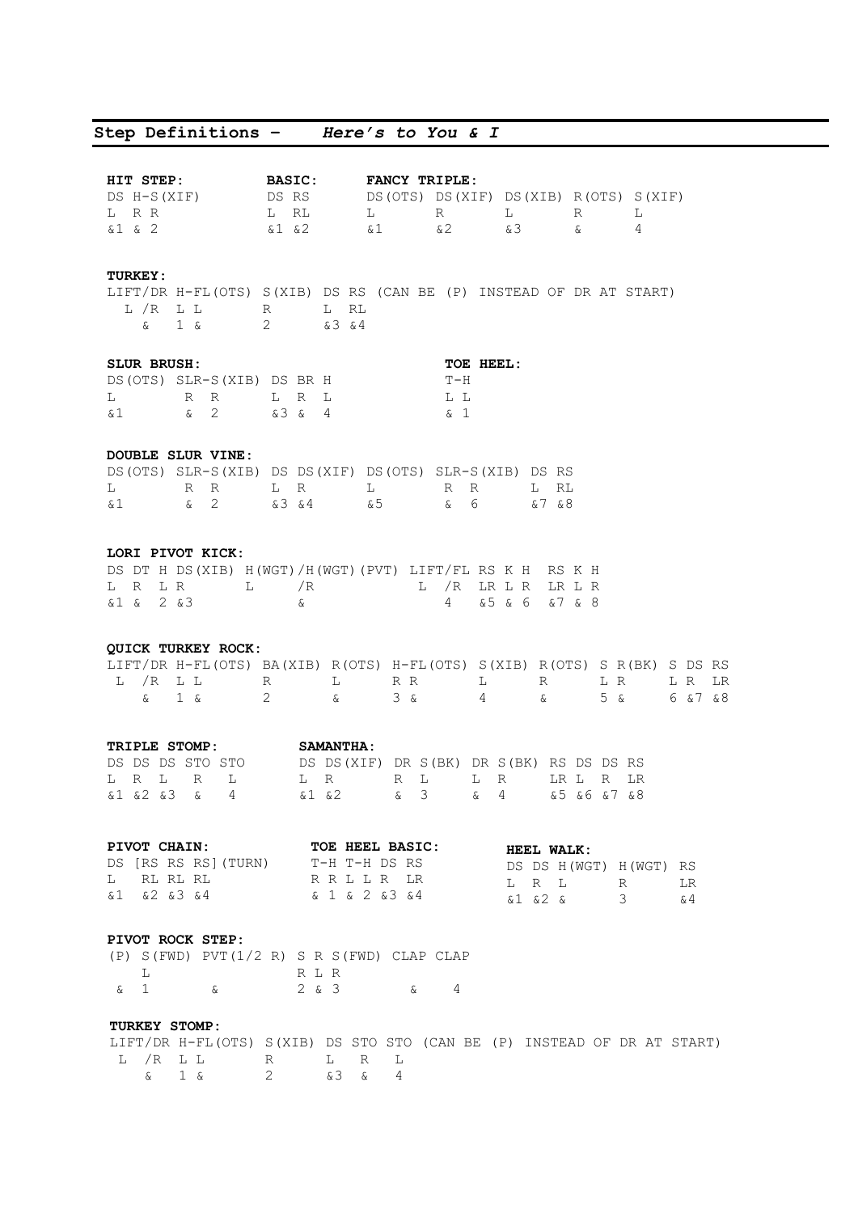## Step Definitions – *Here's to You & I*

**HIT STEP:**
```
DS H-S(XIF)
L  R R
&1 & 2
```

**BASIC:**
```
DS RS
L  RL
&1 &2
```

**FANCY TRIPLE:**
```
DS(OTS) DS(XIF) DS(XIB) R(OTS) S(XIF)
L       R       L       R      L
&1      &2      &3      &      4
```

**TURKEY:**
```
LIFT/DR H-FL(OTS) S(XIB) DS RS (CAN BE (P) INSTEAD OF DR AT START)
  L /R  L L       R      L  RL
     &  1 &       2      &3 &4
```

**SLUR BRUSH:**
```
DS(OTS) SLR-S(XIB) DS BR H
L       R   R      L  R  L
&1      &   2      &3 &  4
```

**TOE HEEL:**
```
T-H
L L
& 1
```

**DOUBLE SLUR VINE:**
```
DS(OTS) SLR-S(XIB) DS DS(XIF) DS(OTS) SLR-S(XIB) DS RS
L       R   R      L  R       L       R   R      L  RL
&1      &   2      &3 &4      &5      &   6      &7 &8
```

**LORI PIVOT KICK:**
```
DS DT H DS(XIB) H(WGT)/H(WGT)(PVT) LIFT/FL RS K H  RS K H
L  R  L R       L     /R           L   /R  LR L R  LR L R
&1 &  2 &3            &                4   &5 & 6  &7 & 8
```

**QUICK TURKEY ROCK:**
```
LIFT/DR H-FL(OTS) BA(XIB) R(OTS) H-FL(OTS) S(XIB) R(OTS) S R(BK) S DS RS
 L  /R  L L       R       L      R R       L      R      L R     L R  LR
    &   1 &       2       &      3 &       4      &      5 &     6 &7 &8
```

**TRIPLE STOMP:**
```
DS DS DS STO STO
L  R  L  R   L
&1 &2 &3 &   4
```

**SAMANTHA:**
```
DS DS(XIF) DR S(BK) DR S(BK) RS DS DS RS
L  R       R  L     L  R     LR L  R  LR
&1 &2      &  3     &  4     &5 &6 &7 &8
```

**PIVOT CHAIN:**
```
DS [RS RS RS](TURN)
L   RL RL RL
&1  &2 &3 &4
```

**TOE HEEL BASIC:**
```
T-H T-H DS RS
R R L L R  LR
& 1 & 2 &3 &4
```

**HEEL WALK:**
```
DS DS H(WGT) H(WGT) RS
L  R  L      R      LR
&1 &2 &      3      &4
```

**PIVOT ROCK STEP:**
```
(P) S(FWD) PVT(1/2 R) S R S(FWD) CLAP CLAP
    L                 R L R
&   1      &          2 & 3      &    4
```

**TURKEY STOMP:**
```
LIFT/DR H-FL(OTS) S(XIB) DS STO STO (CAN BE (P) INSTEAD OF DR AT START)
 L  /R  L L       R      L  R   L
    &   1 &       2      &3 &   4
```